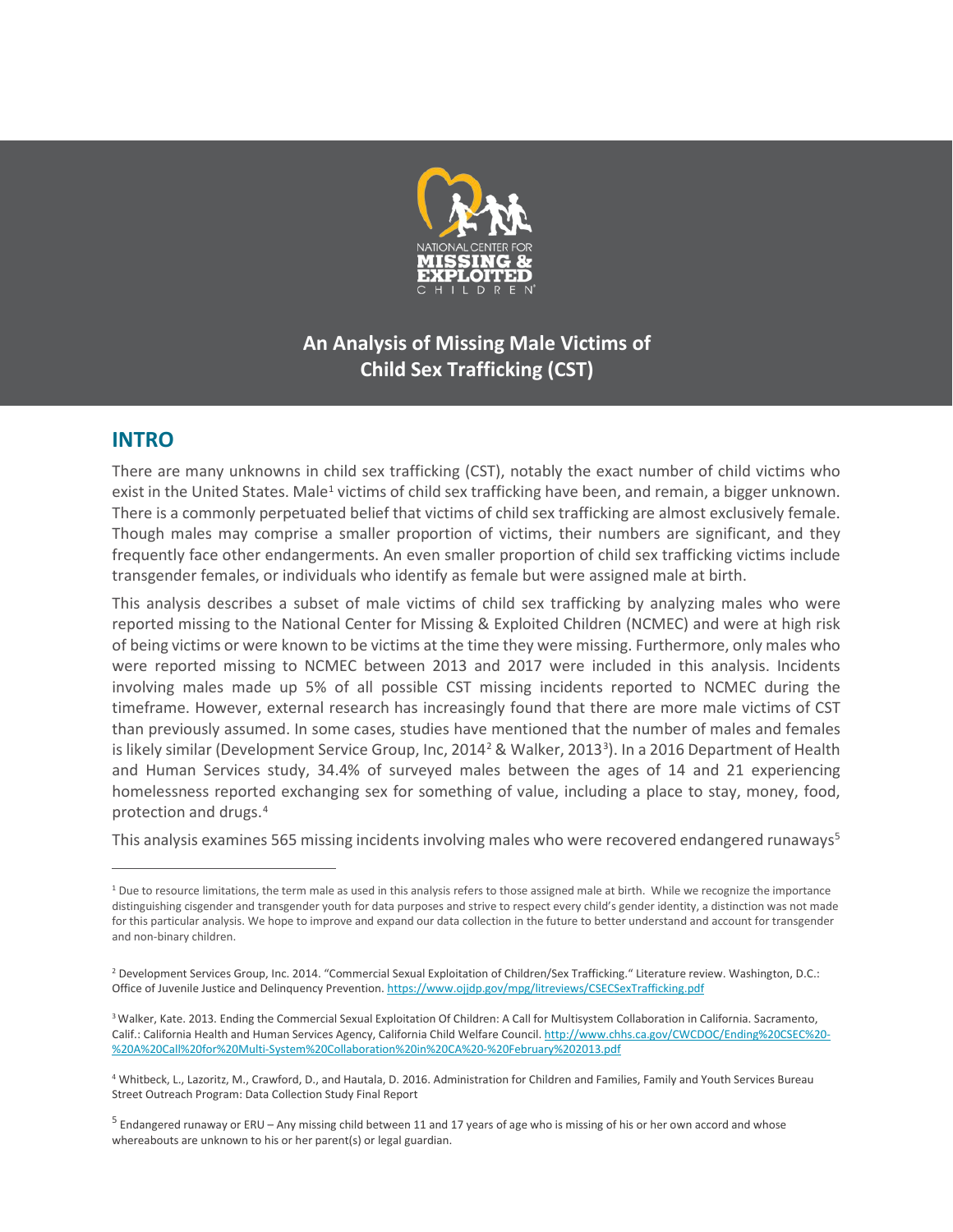NATIONAL CENTER FOR MISSING & EXPLOITED CHILDREN

# An Analysis of Missing Male Victims of Child Sex Trafficking (CST)

## INTRO

There are many unknowns in child sex trafficking (CST), notably the exact number of child victims who exist in the United States. Male[1] victims of child sex trafficking have been, and remain, a bigger unknown. There is a commonly perpetuated belief that victims of child sex trafficking are almost exclusively female. Though males may comprise a smaller proportion of victims, their numbers are significant, and they frequently face other endangerments. An even smaller proportion of child sex trafficking victims include transgender females, or individuals who identify as female but were assigned male at birth.

This analysis describes a subset of male victims of child sex trafficking by analyzing males who were reported missing to the National Center for Missing & Exploited Children (NCMEC) and were at high risk of being victims or were known to be victims at the time they were missing. Furthermore, only males who were reported missing to NCMEC between 2013 and 2017 were included in this analysis. Incidents involving males made up 5% of all possible CST missing incidents reported to NCMEC during the timeframe. However, external research has increasingly found that there are more male victims of CST than previously assumed. In some cases, studies have mentioned that the number of males and females is likely similar (Development Service Group, Inc, 2014[2] & Walker, 2013[3]). In a 2016 Department of Health and Human Services study, 34.4% of surveyed males between the ages of 14 and 21 experiencing homelessness reported exchanging sex for something of value, including a place to stay, money, food, protection and drugs.[4]

This analysis examines 565 missing incidents involving males who were recovered endangered runaways[5]

---

[1] Due to resource limitations, the term male as used in this analysis refers to those assigned male at birth. While we recognize the importance distinguishing cisgender and transgender youth for data purposes and strive to respect every child's gender identity, a distinction was not made for this particular analysis. We hope to improve and expand our data collection in the future to better understand and account for transgender and non-binary children.

[2] Development Services Group, Inc. 2014. "Commercial Sexual Exploitation of Children/Sex Trafficking." Literature review. Washington, D.C.: Office of Juvenile Justice and Delinquency Prevention. https://www.ojjdp.gov/mpg/litreviews/CSECSexTrafficking.pdf

[3] Walker, Kate. 2013. Ending the Commercial Sexual Exploitation Of Children: A Call for Multisystem Collaboration in California. Sacramento, Calif.: California Health and Human Services Agency, California Child Welfare Council. http://www.chhs.ca.gov/CWCDOC/Ending%20CSEC%20-%20A%20Call%20for%20Multi-System%20Collaboration%20in%20CA%20-%20February%202013.pdf

[4] Whitbeck, L., Lazoritz, M., Crawford, D., and Hautala, D. 2016. Administration for Children and Families, Family and Youth Services Bureau Street Outreach Program: Data Collection Study Final Report

[5] Endangered runaway or ERU – Any missing child between 11 and 17 years of age who is missing of his or her own accord and whose whereabouts are unknown to his or her parent(s) or legal guardian.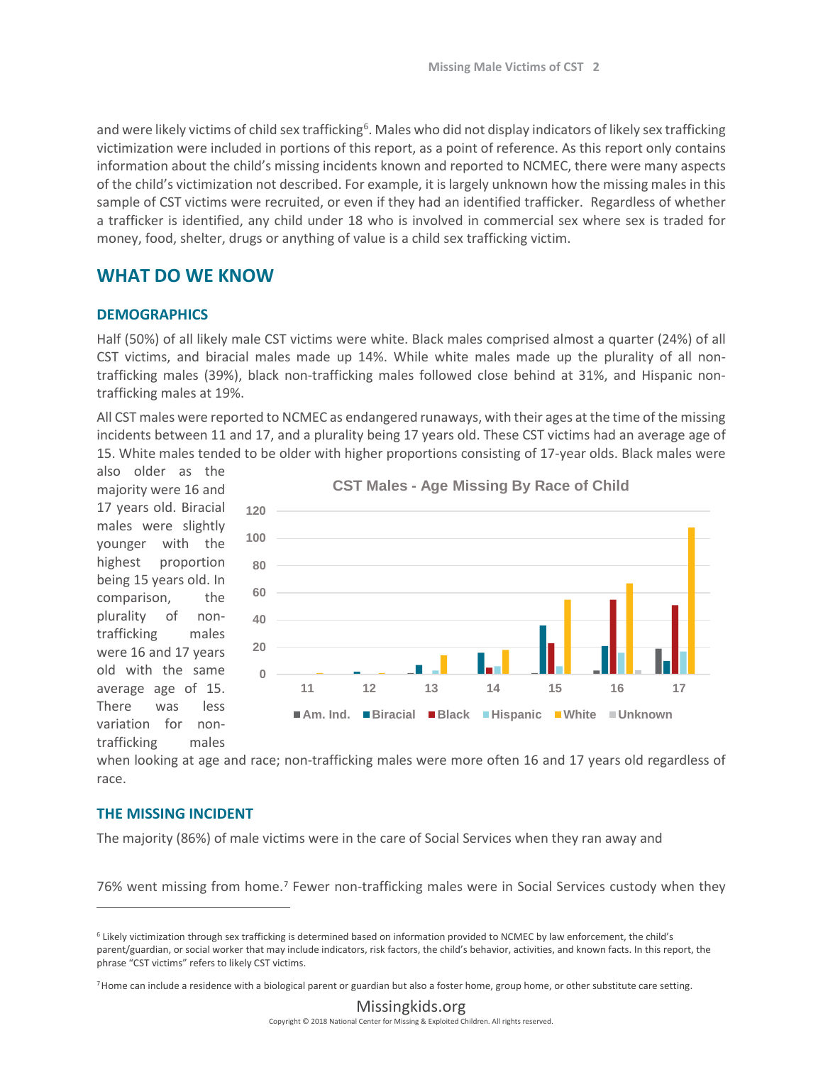and were likely victims of child sex trafficking[6]. Males who did not display indicators of likely sex trafficking victimization were included in portions of this report, as a point of reference. As this report only contains information about the child's missing incidents known and reported to NCMEC, there were many aspects of the child's victimization not described. For example, it is largely unknown how the missing males in this sample of CST victims were recruited, or even if they had an identified trafficker. Regardless of whether a trafficker is identified, any child under 18 who is involved in commercial sex where sex is traded for money, food, shelter, drugs or anything of value is a child sex trafficking victim.

## WHAT DO WE KNOW

### DEMOGRAPHICS

Half (50%) of all likely male CST victims were white. Black males comprised almost a quarter (24%) of all CST victims, and biracial males made up 14%. While white males made up the plurality of all non-trafficking males (39%), black non-trafficking males followed close behind at 31%, and Hispanic non-trafficking males at 19%.

All CST males were reported to NCMEC as endangered runaways, with their ages at the time of the missing incidents between 11 and 17, and a plurality being 17 years old. These CST victims had an average age of 15. White males tended to be older with higher proportions consisting of 17-year olds. Black males were also older as the majority were 16 and 17 years old. Biracial males were slightly younger with the highest proportion being 15 years old. In comparison, the plurality of non-trafficking males were 16 and 17 years old with the same average age of 15. There was less variation for non-trafficking males when looking at age and race; non-trafficking males were more often 16 and 17 years old regardless of race.

**CST Males - Age Missing By Race of Child**

### THE MISSING INCIDENT

The majority (86%) of male victims were in the care of Social Services when they ran away and

76% went missing from home.[7] Fewer non-trafficking males were in Social Services custody when they

---

[6] Likely victimization through sex trafficking is determined based on information provided to NCMEC by law enforcement, the child's parent/guardian, or social worker that may include indicators, risk factors, the child's behavior, activities, and known facts. In this report, the phrase "CST victims" refers to likely CST victims.

[7] Home can include a residence with a biological parent or guardian but also a foster home, group home, or other substitute care setting.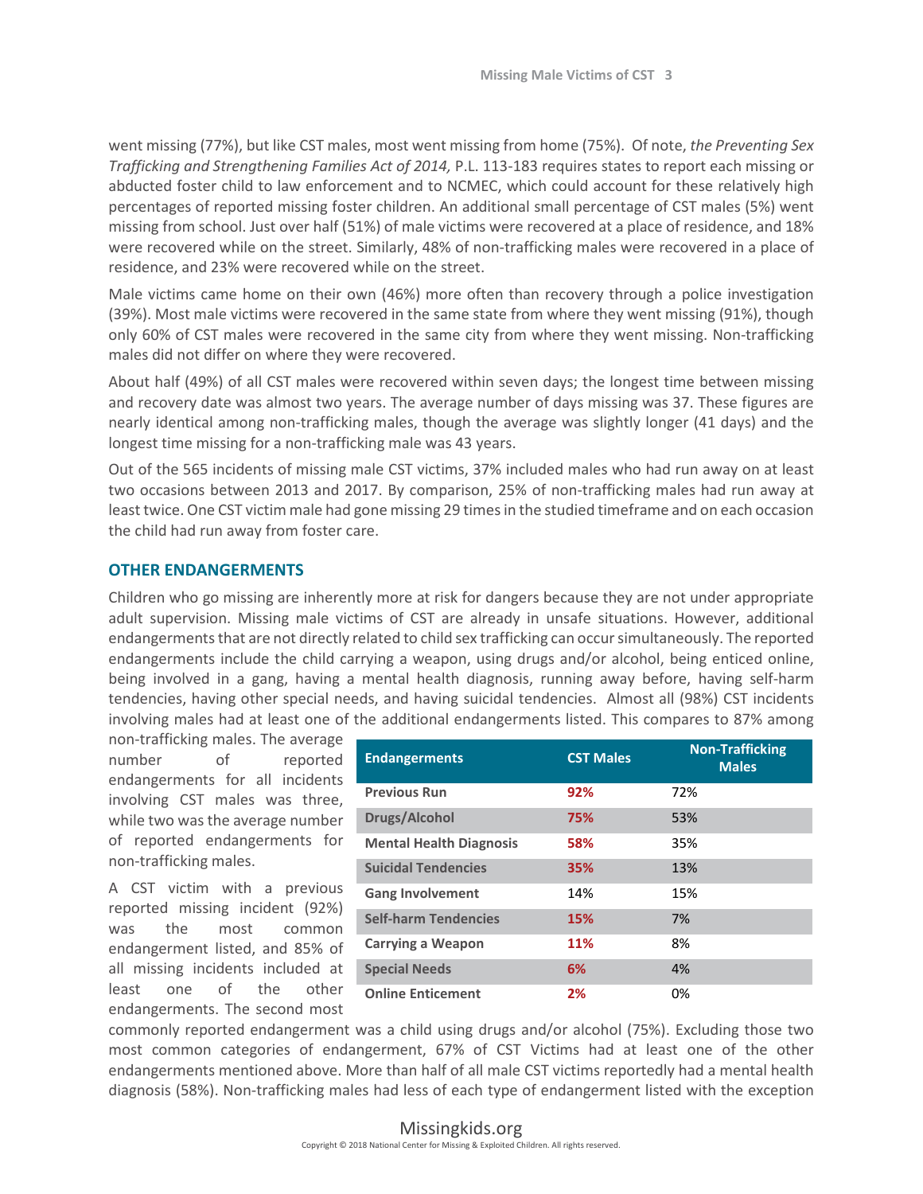went missing (77%), but like CST males, most went missing from home (75%). Of note, *the Preventing Sex Trafficking and Strengthening Families Act of 2014,* P.L. 113-183 requires states to report each missing or abducted foster child to law enforcement and to NCMEC, which could account for these relatively high percentages of reported missing foster children. An additional small percentage of CST males (5%) went missing from school. Just over half (51%) of male victims were recovered at a place of residence, and 18% were recovered while on the street. Similarly, 48% of non-trafficking males were recovered in a place of residence, and 23% were recovered while on the street.

Male victims came home on their own (46%) more often than recovery through a police investigation (39%). Most male victims were recovered in the same state from where they went missing (91%), though only 60% of CST males were recovered in the same city from where they went missing. Non-trafficking males did not differ on where they were recovered.

About half (49%) of all CST males were recovered within seven days; the longest time between missing and recovery date was almost two years. The average number of days missing was 37. These figures are nearly identical among non-trafficking males, though the average was slightly longer (41 days) and the longest time missing for a non-trafficking male was 43 years.

Out of the 565 incidents of missing male CST victims, 37% included males who had run away on at least two occasions between 2013 and 2017. By comparison, 25% of non-trafficking males had run away at least twice. One CST victim male had gone missing 29 times in the studied timeframe and on each occasion the child had run away from foster care.

## OTHER ENDANGERMENTS

Children who go missing are inherently more at risk for dangers because they are not under appropriate adult supervision. Missing male victims of CST are already in unsafe situations. However, additional endangerments that are not directly related to child sex trafficking can occur simultaneously. The reported endangerments include the child carrying a weapon, using drugs and/or alcohol, being enticed online, being involved in a gang, having a mental health diagnosis, running away before, having self-harm tendencies, having other special needs, and having suicidal tendencies. Almost all (98%) CST incidents involving males had at least one of the additional endangerments listed. This compares to 87% among non-trafficking males. The average number of reported endangerments for all incidents involving CST males was three, while two was the average number of reported endangerments for non-trafficking males.

| Endangerments | CST Males | Non-Trafficking Males |
|---|---|---|
| Previous Run | 92% | 72% |
| Drugs/Alcohol | 75% | 53% |
| Mental Health Diagnosis | 58% | 35% |
| Suicidal Tendencies | 35% | 13% |
| Gang Involvement | 14% | 15% |
| Self-harm Tendencies | 15% | 7% |
| Carrying a Weapon | 11% | 8% |
| Special Needs | 6% | 4% |
| Online Enticement | 2% | 0% |

A CST victim with a previous reported missing incident (92%) was the most common endangerment listed, and 85% of all missing incidents included at least one of the other endangerments. The second most commonly reported endangerment was a child using drugs and/or alcohol (75%). Excluding those two most common categories of endangerment, 67% of CST Victims had at least one of the other endangerments mentioned above. More than half of all male CST victims reportedly had a mental health diagnosis (58%). Non-trafficking males had less of each type of endangerment listed with the exception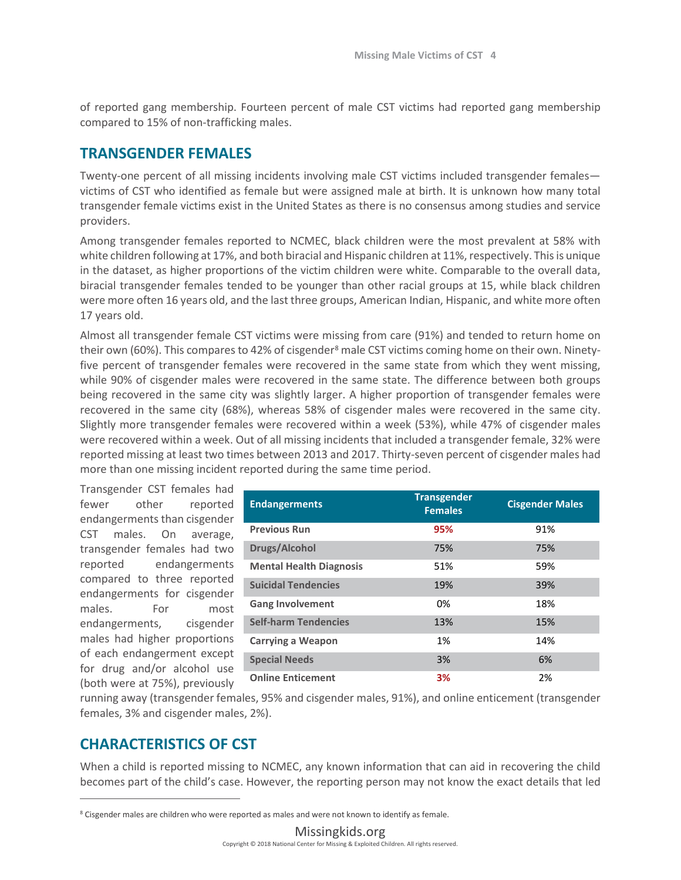of reported gang membership. Fourteen percent of male CST victims had reported gang membership compared to 15% of non-trafficking males.

## TRANSGENDER FEMALES

Twenty-one percent of all missing incidents involving male CST victims included transgender females—victims of CST who identified as female but were assigned male at birth. It is unknown how many total transgender female victims exist in the United States as there is no consensus among studies and service providers.

Among transgender females reported to NCMEC, black children were the most prevalent at 58% with white children following at 17%, and both biracial and Hispanic children at 11%, respectively. This is unique in the dataset, as higher proportions of the victim children were white. Comparable to the overall data, biracial transgender females tended to be younger than other racial groups at 15, while black children were more often 16 years old, and the last three groups, American Indian, Hispanic, and white more often 17 years old.

Almost all transgender female CST victims were missing from care (91%) and tended to return home on their own (60%). This compares to 42% of cisgender[8] male CST victims coming home on their own. Ninety-five percent of transgender females were recovered in the same state from which they went missing, while 90% of cisgender males were recovered in the same state. The difference between both groups being recovered in the same city was slightly larger. A higher proportion of transgender females were recovered in the same city (68%), whereas 58% of cisgender males were recovered in the same city. Slightly more transgender females were recovered within a week (53%), while 47% of cisgender males were recovered within a week. Out of all missing incidents that included a transgender female, 32% were reported missing at least two times between 2013 and 2017. Thirty-seven percent of cisgender males had more than one missing incident reported during the same time period.

| Endangerments | Transgender Females | Cisgender Males |
|---|---|---|
| **Previous Run** | **95%** | 91% |
| **Drugs/Alcohol** | 75% | 75% |
| **Mental Health Diagnosis** | 51% | 59% |
| **Suicidal Tendencies** | 19% | 39% |
| **Gang Involvement** | 0% | 18% |
| **Self-harm Tendencies** | 13% | 15% |
| **Carrying a Weapon** | 1% | 14% |
| **Special Needs** | 3% | 6% |
| **Online Enticement** | **3%** | 2% |

Transgender CST females had fewer other reported endangerments than cisgender CST males. On average, transgender females had two reported endangerments compared to three reported endangerments for cisgender males. For most endangerments, cisgender males had higher proportions of each endangerment except for drug and/or alcohol use (both were at 75%), previously running away (transgender females, 95% and cisgender males, 91%), and online enticement (transgender females, 3% and cisgender males, 2%).

## CHARACTERISTICS OF CST

When a child is reported missing to NCMEC, any known information that can aid in recovering the child becomes part of the child's case. However, the reporting person may not know the exact details that led

[8] Cisgender males are children who were reported as males and were not known to identify as female.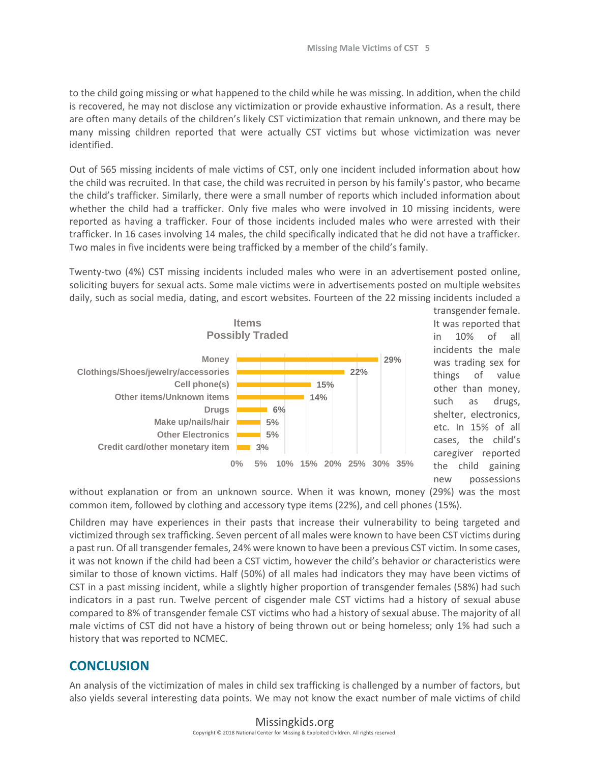to the child going missing or what happened to the child while he was missing. In addition, when the child is recovered, he may not disclose any victimization or provide exhaustive information. As a result, there are often many details of the children's likely CST victimization that remain unknown, and there may be many missing children reported that were actually CST victims but whose victimization was never identified.

Out of 565 missing incidents of male victims of CST, only one incident included information about how the child was recruited. In that case, the child was recruited in person by his family's pastor, who became the child's trafficker. Similarly, there were a small number of reports which included information about whether the child had a trafficker. Only five males who were involved in 10 missing incidents, were reported as having a trafficker. Four of those incidents included males who were arrested with their trafficker. In 16 cases involving 14 males, the child specifically indicated that he did not have a trafficker. Two males in five incidents were being trafficked by a member of the child's family.

Twenty-two (4%) CST missing incidents included males who were in an advertisement posted online, soliciting buyers for sexual acts. Some male victims were in advertisements posted on multiple websites daily, such as social media, dating, and escort websites. Fourteen of the 22 missing incidents included a transgender female. It was reported that in 10% of all incidents the male was trading sex for things of value other than money, such as drugs, shelter, electronics, etc. In 15% of all cases, the child's caregiver reported the child gaining new possessions without explanation or from an unknown source. When it was known, money (29%) was the most common item, followed by clothing and accessory type items (22%), and cell phones (15%).

**Items Possibly Traded**

| Item | Percent |
|---|---|
| Money | 29% |
| Clothings/Shoes/jewelry/accessories | 22% |
| Cell phone(s) | 15% |
| Other items/Unknown items | 14% |
| Drugs | 6% |
| Make up/nails/hair | 5% |
| Other Electronics | 5% |
| Credit card/other monetary item | 3% |

Children may have experiences in their pasts that increase their vulnerability to being targeted and victimized through sex trafficking. Seven percent of all males were known to have been CST victims during a past run. Of all transgender females, 24% were known to have been a previous CST victim. In some cases, it was not known if the child had been a CST victim, however the child's behavior or characteristics were similar to those of known victims. Half (50%) of all males had indicators they may have been victims of CST in a past missing incident, while a slightly higher proportion of transgender females (58%) had such indicators in a past run. Twelve percent of cisgender male CST victims had a history of sexual abuse compared to 8% of transgender female CST victims who had a history of sexual abuse. The majority of all male victims of CST did not have a history of being thrown out or being homeless; only 1% had such a history that was reported to NCMEC.

## CONCLUSION

An analysis of the victimization of males in child sex trafficking is challenged by a number of factors, but also yields several interesting data points. We may not know the exact number of male victims of child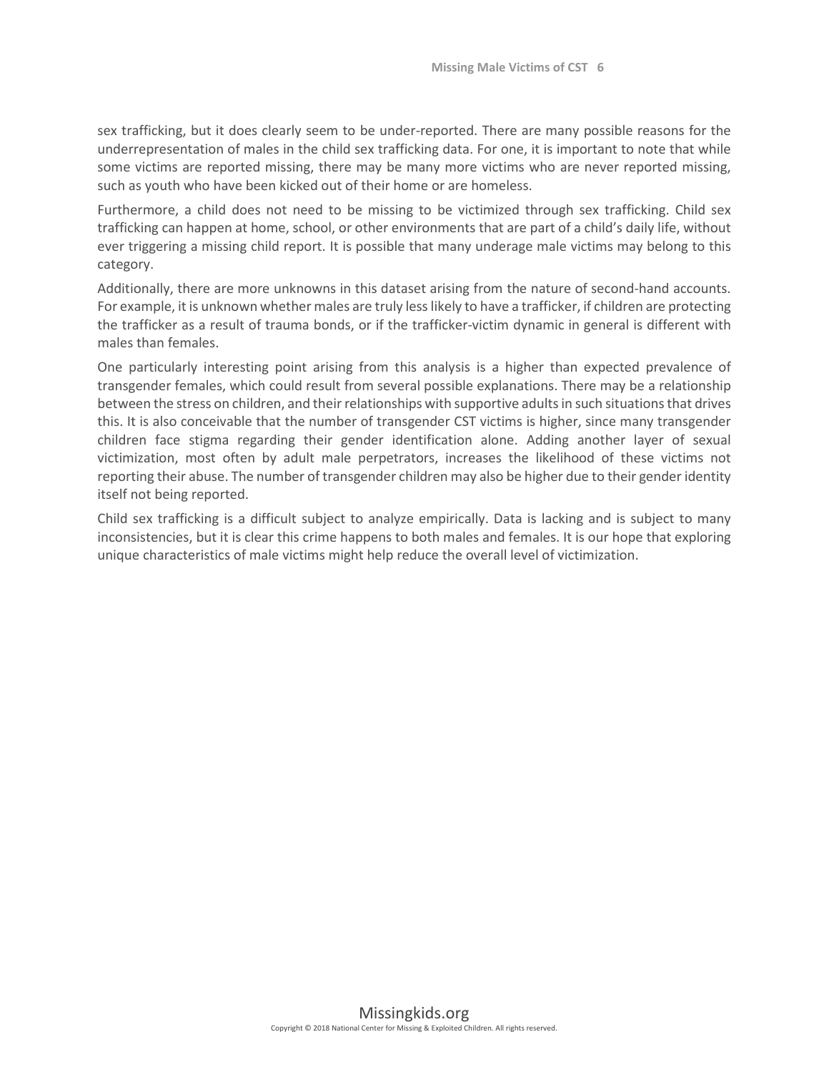sex trafficking, but it does clearly seem to be under-reported. There are many possible reasons for the underrepresentation of males in the child sex trafficking data. For one, it is important to note that while some victims are reported missing, there may be many more victims who are never reported missing, such as youth who have been kicked out of their home or are homeless.

Furthermore, a child does not need to be missing to be victimized through sex trafficking. Child sex trafficking can happen at home, school, or other environments that are part of a child's daily life, without ever triggering a missing child report. It is possible that many underage male victims may belong to this category.

Additionally, there are more unknowns in this dataset arising from the nature of second-hand accounts. For example, it is unknown whether males are truly less likely to have a trafficker, if children are protecting the trafficker as a result of trauma bonds, or if the trafficker-victim dynamic in general is different with males than females.

One particularly interesting point arising from this analysis is a higher than expected prevalence of transgender females, which could result from several possible explanations. There may be a relationship between the stress on children, and their relationships with supportive adults in such situations that drives this. It is also conceivable that the number of transgender CST victims is higher, since many transgender children face stigma regarding their gender identification alone. Adding another layer of sexual victimization, most often by adult male perpetrators, increases the likelihood of these victims not reporting their abuse. The number of transgender children may also be higher due to their gender identity itself not being reported.

Child sex trafficking is a difficult subject to analyze empirically. Data is lacking and is subject to many inconsistencies, but it is clear this crime happens to both males and females. It is our hope that exploring unique characteristics of male victims might help reduce the overall level of victimization.